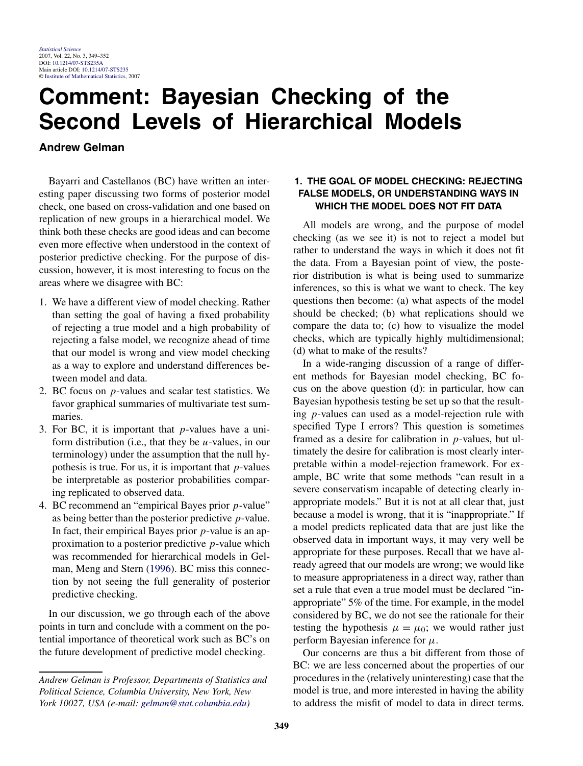# Comment: Bayesian Checking of the Second Levels of Hierarchical Models

**Andrew Gelman**

Bayarri and Castellanos (BC) have written an interesting paper discussing two forms of posterior model check, one based on cross-validation and one based on replication of new groups in a hierarchical model. We think both these checks are good ideas and can become even more effective when understood in the context of posterior predictive checking. For the purpose of discussion, however, it is most interesting to focus on the areas where we disagree with BC:

1. We have a different view of model checking. Rather than setting the goal of having a fixed probability of rejecting a true model and a high probability of rejecting a false model, we recognize ahead of time that our model is wrong and view model checking as a way to explore and understand differences between model and data.
2. BC focus on $p$-values and scalar test statistics. We favor graphical summaries of multivariate test summaries.
3. For BC, it is important that $p$-values have a uniform distribution (i.e., that they be $u$-values, in our terminology) under the assumption that the null hypothesis is true. For us, it is important that $p$-values be interpretable as posterior probabilities comparing replicated to observed data.
4. BC recommend an "empirical Bayes prior $p$-value" as being better than the posterior predictive $p$-value. In fact, their empirical Bayes prior $p$-value is an approximation to a posterior predictive $p$-value which was recommended for hierarchical models in Gelman, Meng and Stern (1996). BC miss this connection by not seeing the full generality of posterior predictive checking.

In our discussion, we go through each of the above points in turn and conclude with a comment on the potential importance of theoretical work such as BC's on the future development of predictive model checking.

*Andrew Gelman is Professor, Departments of Statistics and Political Science, Columbia University, New York, New York 10027, USA (e-mail: gelman@stat.columbia.edu)*

## 1. THE GOAL OF MODEL CHECKING: REJECTING FALSE MODELS, OR UNDERSTANDING WAYS IN WHICH THE MODEL DOES NOT FIT DATA

All models are wrong, and the purpose of model checking (as we see it) is not to reject a model but rather to understand the ways in which it does not fit the data. From a Bayesian point of view, the posterior distribution is what is being used to summarize inferences, so this is what we want to check. The key questions then become: (a) what aspects of the model should be checked; (b) what replications should we compare the data to; (c) how to visualize the model checks, which are typically highly multidimensional; (d) what to make of the results?

In a wide-ranging discussion of a range of different methods for Bayesian model checking, BC focus on the above question (d): in particular, how can Bayesian hypothesis testing be set up so that the resulting $p$-values can used as a model-rejection rule with specified Type I errors? This question is sometimes framed as a desire for calibration in $p$-values, but ultimately the desire for calibration is most clearly interpretable within a model-rejection framework. For example, BC write that some methods "can result in a severe conservatism incapable of detecting clearly inappropriate models." But it is not at all clear that, just because a model is wrong, that it is "inappropriate." If a model predicts replicated data that are just like the observed data in important ways, it may very well be appropriate for these purposes. Recall that we have already agreed that our models are wrong; we would like to measure appropriateness in a direct way, rather than set a rule that even a true model must be declared "inappropriate" 5% of the time. For example, in the model considered by BC, we do not see the rationale for their testing the hypothesis $\mu = \mu_0$; we would rather just perform Bayesian inference for $\mu$.

Our concerns are thus a bit different from those of BC: we are less concerned about the properties of our procedures in the (relatively uninteresting) case that the model is true, and more interested in having the ability to address the misfit of model to data in direct terms.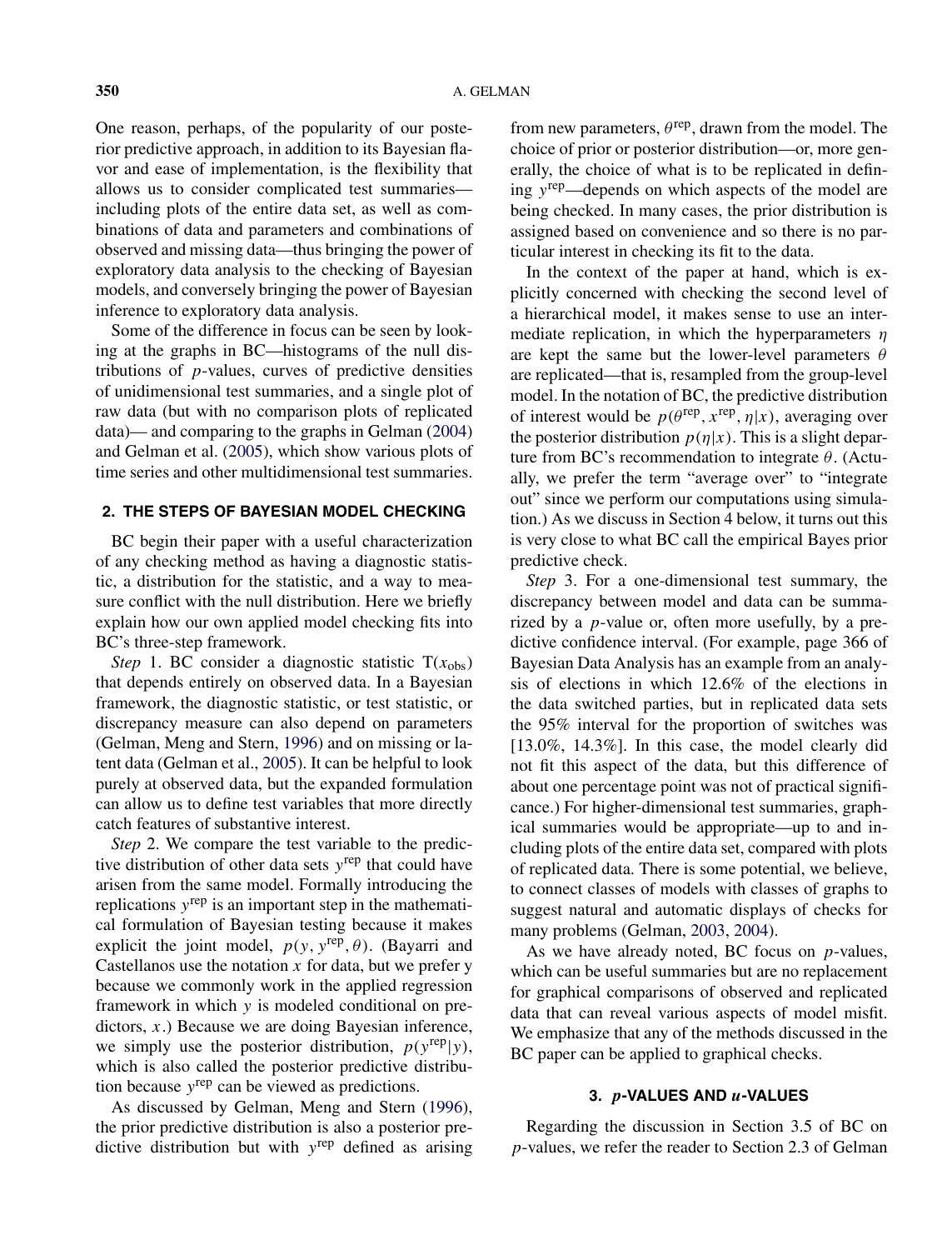One reason, perhaps, of the popularity of our posterior predictive approach, in addition to its Bayesian flavor and ease of implementation, is the flexibility that allows us to consider complicated test summaries—including plots of the entire data set, as well as combinations of data and parameters and combinations of observed and missing data—thus bringing the power of exploratory data analysis to the checking of Bayesian models, and conversely bringing the power of Bayesian inference to exploratory data analysis.

Some of the difference in focus can be seen by looking at the graphs in BC—histograms of the null distributions of $p$-values, curves of predictive densities of unidimensional test summaries, and a single plot of raw data (but with no comparison plots of replicated data)— and comparing to the graphs in Gelman (2004) and Gelman et al. (2005), which show various plots of time series and other multidimensional test summaries.

## 2. THE STEPS OF BAYESIAN MODEL CHECKING

BC begin their paper with a useful characterization of any checking method as having a diagnostic statistic, a distribution for the statistic, and a way to measure conflict with the null distribution. Here we briefly explain how our own applied model checking fits into BC's three-step framework.

*Step* 1. BC consider a diagnostic statistic $\mathrm{T}(x_{\mathrm{obs}})$ that depends entirely on observed data. In a Bayesian framework, the diagnostic statistic, or test statistic, or discrepancy measure can also depend on parameters (Gelman, Meng and Stern, 1996) and on missing or latent data (Gelman et al., 2005). It can be helpful to look purely at observed data, but the expanded formulation can allow us to define test variables that more directly catch features of substantive interest.

*Step* 2. We compare the test variable to the predictive distribution of other data sets $y^{\mathrm{rep}}$ that could have arisen from the same model. Formally introducing the replications $y^{\mathrm{rep}}$ is an important step in the mathematical formulation of Bayesian testing because it makes explicit the joint model, $p(y, y^{\mathrm{rep}}, \theta)$. (Bayarri and Castellanos use the notation $x$ for data, but we prefer y because we commonly work in the applied regression framework in which $y$ is modeled conditional on predictors, $x$.) Because we are doing Bayesian inference, we simply use the posterior distribution, $p(y^{\mathrm{rep}}|y)$, which is also called the posterior predictive distribution because $y^{\mathrm{rep}}$ can be viewed as predictions.

As discussed by Gelman, Meng and Stern (1996), the prior predictive distribution is also a posterior predictive distribution but with $y^{\mathrm{rep}}$ defined as arising from new parameters, $\theta^{\mathrm{rep}}$, drawn from the model. The choice of prior or posterior distribution—or, more generally, the choice of what is to be replicated in defining $y^{\mathrm{rep}}$—depends on which aspects of the model are being checked. In many cases, the prior distribution is assigned based on convenience and so there is no particular interest in checking its fit to the data.

In the context of the paper at hand, which is explicitly concerned with checking the second level of a hierarchical model, it makes sense to use an intermediate replication, in which the hyperparameters $\eta$ are kept the same but the lower-level parameters $\theta$ are replicated—that is, resampled from the group-level model. In the notation of BC, the predictive distribution of interest would be $p(\theta^{\mathrm{rep}}, x^{\mathrm{rep}}, \eta|x)$, averaging over the posterior distribution $p(\eta|x)$. This is a slight departure from BC's recommendation to integrate $\theta$. (Actually, we prefer the term "average over" to "integrate out" since we perform our computations using simulation.) As we discuss in Section 4 below, it turns out this is very close to what BC call the empirical Bayes prior predictive check.

*Step* 3. For a one-dimensional test summary, the discrepancy between model and data can be summarized by a $p$-value or, often more usefully, by a predictive confidence interval. (For example, page 366 of Bayesian Data Analysis has an example from an analysis of elections in which 12.6% of the elections in the data switched parties, but in replicated data sets the 95% interval for the proportion of switches was [13.0%, 14.3%]. In this case, the model clearly did not fit this aspect of the data, but this difference of about one percentage point was not of practical significance.) For higher-dimensional test summaries, graphical summaries would be appropriate—up to and including plots of the entire data set, compared with plots of replicated data. There is some potential, we believe, to connect classes of models with classes of graphs to suggest natural and automatic displays of checks for many problems (Gelman, 2003, 2004).

As we have already noted, BC focus on $p$-values, which can be useful summaries but are no replacement for graphical comparisons of observed and replicated data that can reveal various aspects of model misfit. We emphasize that any of the methods discussed in the BC paper can be applied to graphical checks.

## 3. $p$-VALUES AND $u$-VALUES

Regarding the discussion in Section 3.5 of BC on $p$-values, we refer the reader to Section 2.3 of Gelman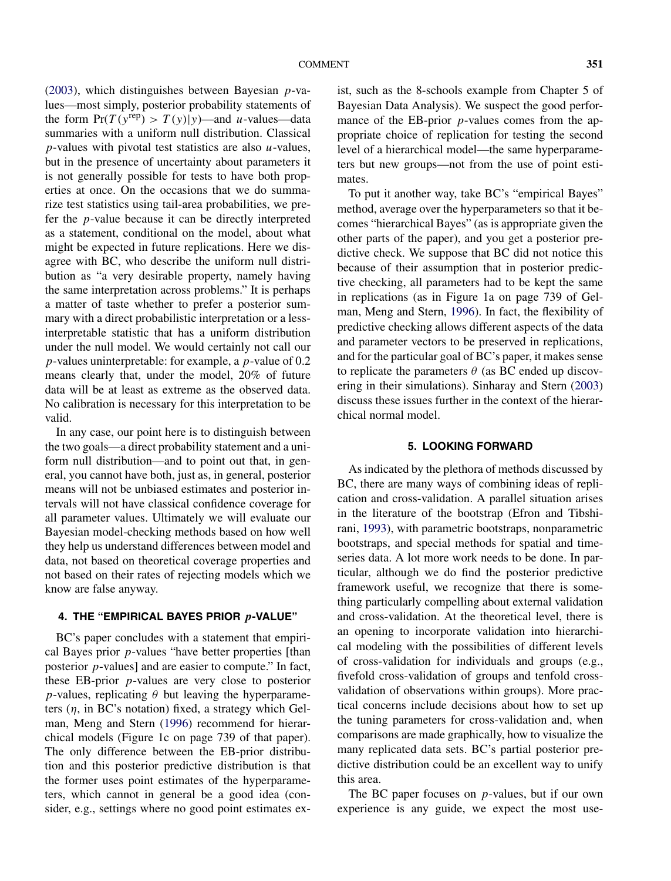(2003), which distinguishes between Bayesian $p$-values—most simply, posterior probability statements of the form $\Pr(T(y^{\text{rep}}) > T(y)|y)$—and $u$-values—data summaries with a uniform null distribution. Classical $p$-values with pivotal test statistics are also $u$-values, but in the presence of uncertainty about parameters it is not generally possible for tests to have both properties at once. On the occasions that we do summarize test statistics using tail-area probabilities, we prefer the $p$-value because it can be directly interpreted as a statement, conditional on the model, about what might be expected in future replications. Here we disagree with BC, who describe the uniform null distribution as "a very desirable property, namely having the same interpretation across problems." It is perhaps a matter of taste whether to prefer a posterior summary with a direct probabilistic interpretation or a less-interpretable statistic that has a uniform distribution under the null model. We would certainly not call our $p$-values uninterpretable: for example, a $p$-value of 0.2 means clearly that, under the model, 20% of future data will be at least as extreme as the observed data. No calibration is necessary for this interpretation to be valid.

In any case, our point here is to distinguish between the two goals—a direct probability statement and a uniform null distribution—and to point out that, in general, you cannot have both, just as, in general, posterior means will not be unbiased estimates and posterior intervals will not have classical confidence coverage for all parameter values. Ultimately we will evaluate our Bayesian model-checking methods based on how well they help us understand differences between model and data, not based on theoretical coverage properties and not based on their rates of rejecting models which we know are false anyway.

## 4. THE "EMPIRICAL BAYES PRIOR $p$-VALUE"

BC's paper concludes with a statement that empirical Bayes prior $p$-values "have better properties [than posterior $p$-values] and are easier to compute." In fact, these EB-prior $p$-values are very close to posterior $p$-values, replicating $\theta$ but leaving the hyperparameters ($\eta$, in BC's notation) fixed, a strategy which Gelman, Meng and Stern (1996) recommend for hierarchical models (Figure 1c on page 739 of that paper). The only difference between the EB-prior distribution and this posterior predictive distribution is that the former uses point estimates of the hyperparameters, which cannot in general be a good idea (consider, e.g., settings where no good point estimates exist, such as the 8-schools example from Chapter 5 of Bayesian Data Analysis). We suspect the good performance of the EB-prior $p$-values comes from the appropriate choice of replication for testing the second level of a hierarchical model—the same hyperparameters but new groups—not from the use of point estimates.

To put it another way, take BC's "empirical Bayes" method, average over the hyperparameters so that it becomes "hierarchical Bayes" (as is appropriate given the other parts of the paper), and you get a posterior predictive check. We suppose that BC did not notice this because of their assumption that in posterior predictive checking, all parameters had to be kept the same in replications (as in Figure 1a on page 739 of Gelman, Meng and Stern, 1996). In fact, the flexibility of predictive checking allows different aspects of the data and parameter vectors to be preserved in replications, and for the particular goal of BC's paper, it makes sense to replicate the parameters $\theta$ (as BC ended up discovering in their simulations). Sinharay and Stern (2003) discuss these issues further in the context of the hierarchical normal model.

## 5. LOOKING FORWARD

As indicated by the plethora of methods discussed by BC, there are many ways of combining ideas of replication and cross-validation. A parallel situation arises in the literature of the bootstrap (Efron and Tibshirani, 1993), with parametric bootstraps, nonparametric bootstraps, and special methods for spatial and time-series data. A lot more work needs to be done. In particular, although we do find the posterior predictive framework useful, we recognize that there is something particularly compelling about external validation and cross-validation. At the theoretical level, there is an opening to incorporate validation into hierarchical modeling with the possibilities of different levels of cross-validation for individuals and groups (e.g., fivefold cross-validation of groups and tenfold cross-validation of observations within groups). More practical concerns include decisions about how to set up the tuning parameters for cross-validation and, when comparisons are made graphically, how to visualize the many replicated data sets. BC's partial posterior predictive distribution could be an excellent way to unify this area.

The BC paper focuses on $p$-values, but if our own experience is any guide, we expect the most use-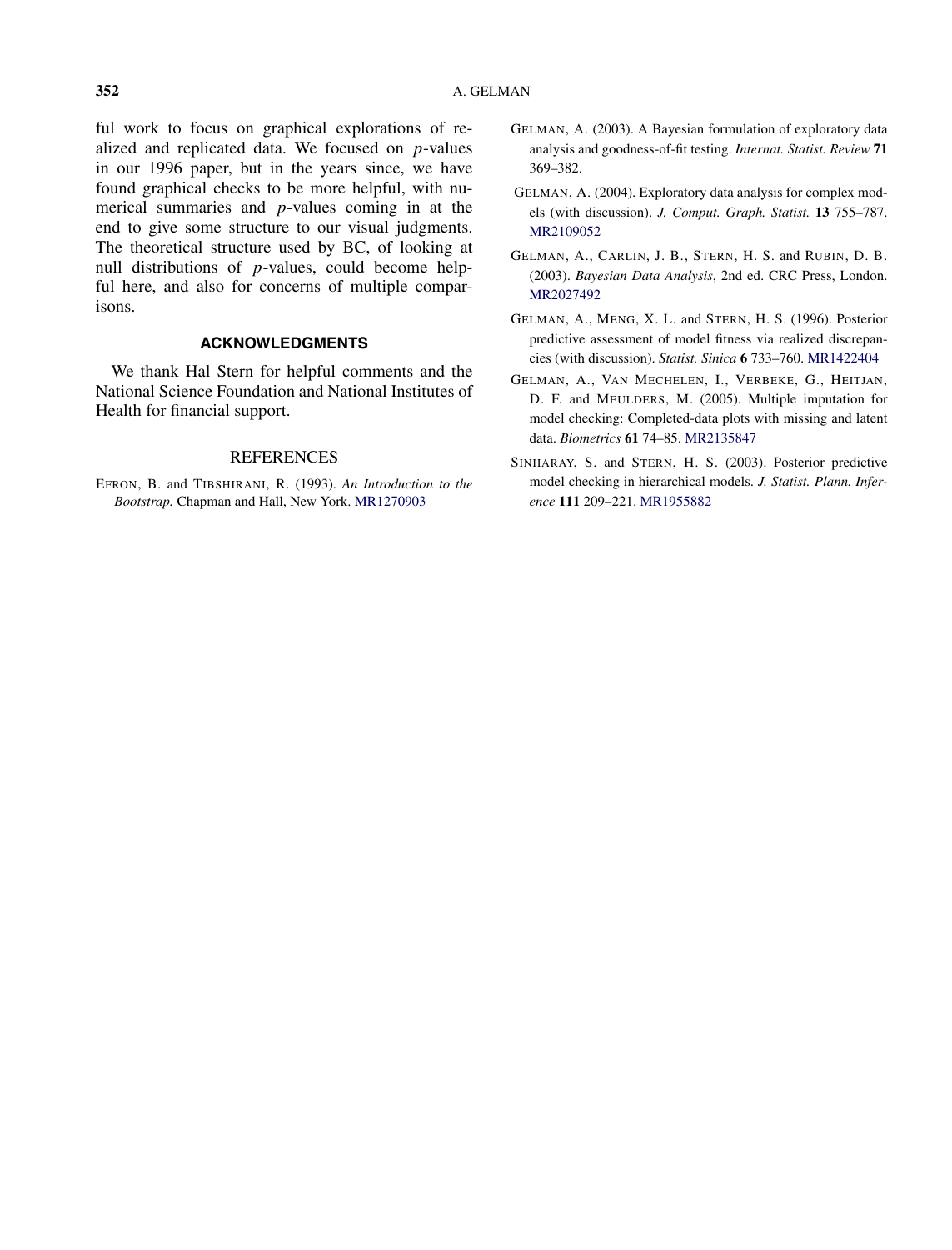ful work to focus on graphical explorations of realized and replicated data. We focused on $p$-values in our 1996 paper, but in the years since, we have found graphical checks to be more helpful, with numerical summaries and $p$-values coming in at the end to give some structure to our visual judgments. The theoretical structure used by BC, of looking at null distributions of $p$-values, could become helpful here, and also for concerns of multiple comparisons.

## ACKNOWLEDGMENTS

We thank Hal Stern for helpful comments and the National Science Foundation and National Institutes of Health for financial support.

## REFERENCES

EFRON, B. and TIBSHIRANI, R. (1993). *An Introduction to the Bootstrap.* Chapman and Hall, New York. MR1270903

GELMAN, A. (2003). A Bayesian formulation of exploratory data analysis and goodness-of-fit testing. *Internat. Statist. Review* **71** 369–382.

GELMAN, A. (2004). Exploratory data analysis for complex models (with discussion). *J. Comput. Graph. Statist.* **13** 755–787. MR2109052

GELMAN, A., CARLIN, J. B., STERN, H. S. and RUBIN, D. B. (2003). *Bayesian Data Analysis*, 2nd ed. CRC Press, London. MR2027492

GELMAN, A., MENG, X. L. and STERN, H. S. (1996). Posterior predictive assessment of model fitness via realized discrepancies (with discussion). *Statist. Sinica* **6** 733–760. MR1422404

GELMAN, A., VAN MECHELEN, I., VERBEKE, G., HEITJAN, D. F. and MEULDERS, M. (2005). Multiple imputation for model checking: Completed-data plots with missing and latent data. *Biometrics* **61** 74–85. MR2135847

SINHARAY, S. and STERN, H. S. (2003). Posterior predictive model checking in hierarchical models. *J. Statist. Plann. Inference* **111** 209–221. MR1955882